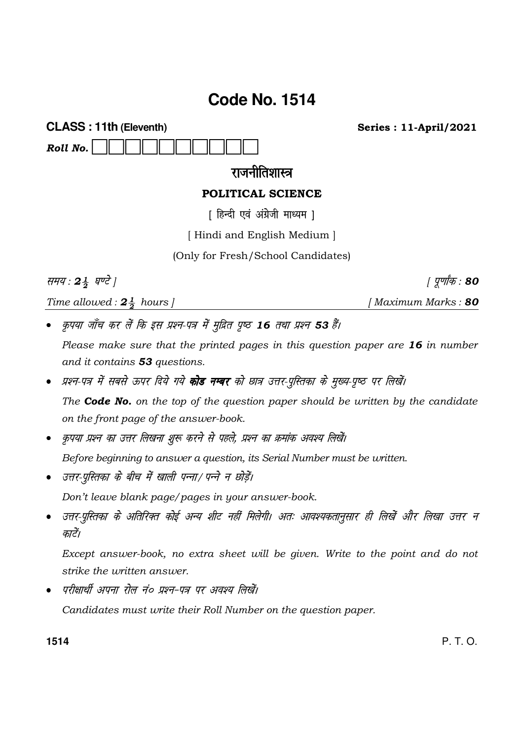# Code No. 1514

**CLASS : 11th (Eleventh)** **Series : 11-April/2021**

***Roll No.*** □□□□□□□□□□

## राजनीतिशास्त्र

### POLITICAL SCIENCE

[ हिन्दी एवं अंग्रेजी माध्यम ]

[ Hindi and English Medium ]

(Only for Fresh/School Candidates)

*समय : $2\frac{1}{2}$ घण्टे ]* *[ पूर्णांक : **80***

*Time allowed : $2\frac{1}{2}$ hours ]* *[ Maximum Marks : **80***

- *कृपया जाँच कर लें कि इस प्रश्न-पत्र में मुद्रित पृष्ठ **16** तथा प्रश्न **53** हैं।*

  *Please make sure that the printed pages in this question paper are **16** in number and it contains **53** questions.*

- *प्रश्न-पत्र में सबसे ऊपर दिये गये **कोड नम्बर** को छात्र उत्तर-पुस्तिका के मुख्य-पृष्ठ पर लिखें।*

  *The **Code No.** on the top of the question paper should be written by the candidate on the front page of the answer-book.*

- *कृपया प्रश्न का उत्तर लिखना शुरू करने से पहले, प्रश्न का क्रमांक अवश्य लिखें।*

  *Before beginning to answer a question, its Serial Number must be written.*

- *उत्तर-पुस्तिका के बीच में खाली पन्ना/पन्ने न छोड़ें।*

  *Don't leave blank page/pages in your answer-book.*

- *उत्तर-पुस्तिका के अतिरिक्त कोई अन्य शीट नहीं मिलेगी। अतः आवश्यकतानुसार ही लिखें और लिखा उत्तर न काटें।*

  *Except answer-book, no extra sheet will be given. Write to the point and do not strike the written answer.*

- *परीक्षार्थी अपना रोल नं० प्रश्न-पत्र पर अवश्य लिखें।*

  *Candidates must write their Roll Number on the question paper.*

P. T. O.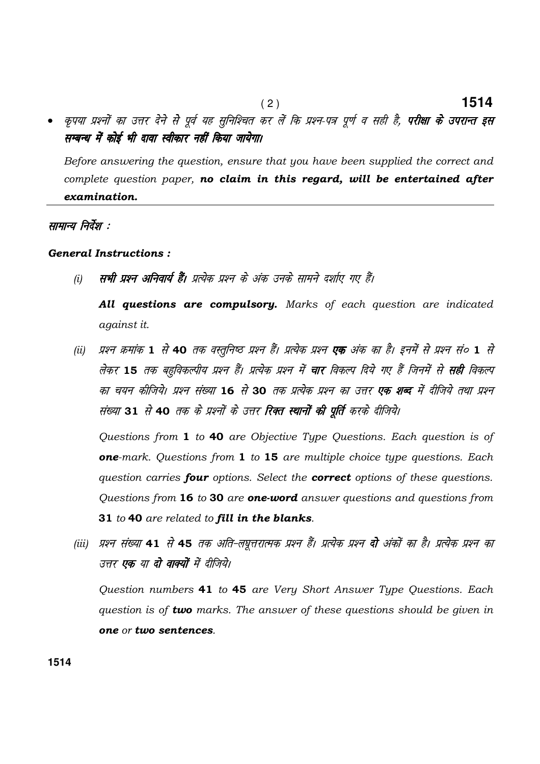- कृपया प्रश्नों का उत्तर देने से पूर्व यह सुनिश्चित कर लें कि प्रश्न-पत्र पूर्ण व सही है, **परीक्षा के उपरान्त इस सम्बन्ध में कोई भी दावा स्वीकार नहीं किया जायेगा।**

  *Before answering the question, ensure that you have been supplied the correct and complete question paper, **no claim in this regard, will be entertained after examination.***

---

*सामान्य निर्देश :*

***General Instructions :***

(i) ***सभी प्रश्न अनिवार्य हैं।*** *प्रत्येक प्रश्न के अंक उनके सामने दर्शाए गए हैं।*

***All questions are compulsory.*** *Marks of each question are indicated against it.*

(ii) *प्रश्न क्रमांक* **1** *से* **40** *तक वस्तुनिष्ठ प्रश्न हैं। प्रत्येक प्रश्न* ***एक*** *अंक का है। इनमें से प्रश्न सं०* **1** *से लेकर* **15** *तक बहुविकल्पीय प्रश्न हैं। प्रत्येक प्रश्न में* ***चार*** *विकल्प दिये गए हैं जिनमें से* ***सही*** *विकल्प का चयन कीजिये। प्रश्न संख्या* **16** *से* **30** *तक प्रत्येक प्रश्न का उत्तर* ***एक शब्द*** *में दीजिये तथा प्रश्न संख्या* **31** *से* **40** *तक के प्रश्नों के उत्तर* ***रिक्त स्थानों की पूर्ति*** *करके दीजिये।*

*Questions from* **1** *to* **40** *are Objective Type Questions. Each question is of* ***one****-mark. Questions from* **1** *to* **15** *are multiple choice type questions. Each question carries* ***four*** *options. Select the* ***correct*** *options of these questions. Questions from* **16** *to* **30** *are* ***one-word*** *answer questions and questions from* **31** *to* **40** *are related to* ***fill in the blanks****.*

(iii) *प्रश्न संख्या* **41** *से* **45** *तक अति-लघूत्तरात्मक प्रश्न हैं। प्रत्येक प्रश्न* ***दो*** *अंकों का है। प्रत्येक प्रश्न का उत्तर* ***एक*** *या* ***दो वाक्यों*** *में दीजिये।*

*Question numbers* **41** *to* **45** *are Very Short Answer Type Questions. Each question is of* ***two*** *marks. The answer of these questions should be given in* ***one*** *or* ***two sentences****.*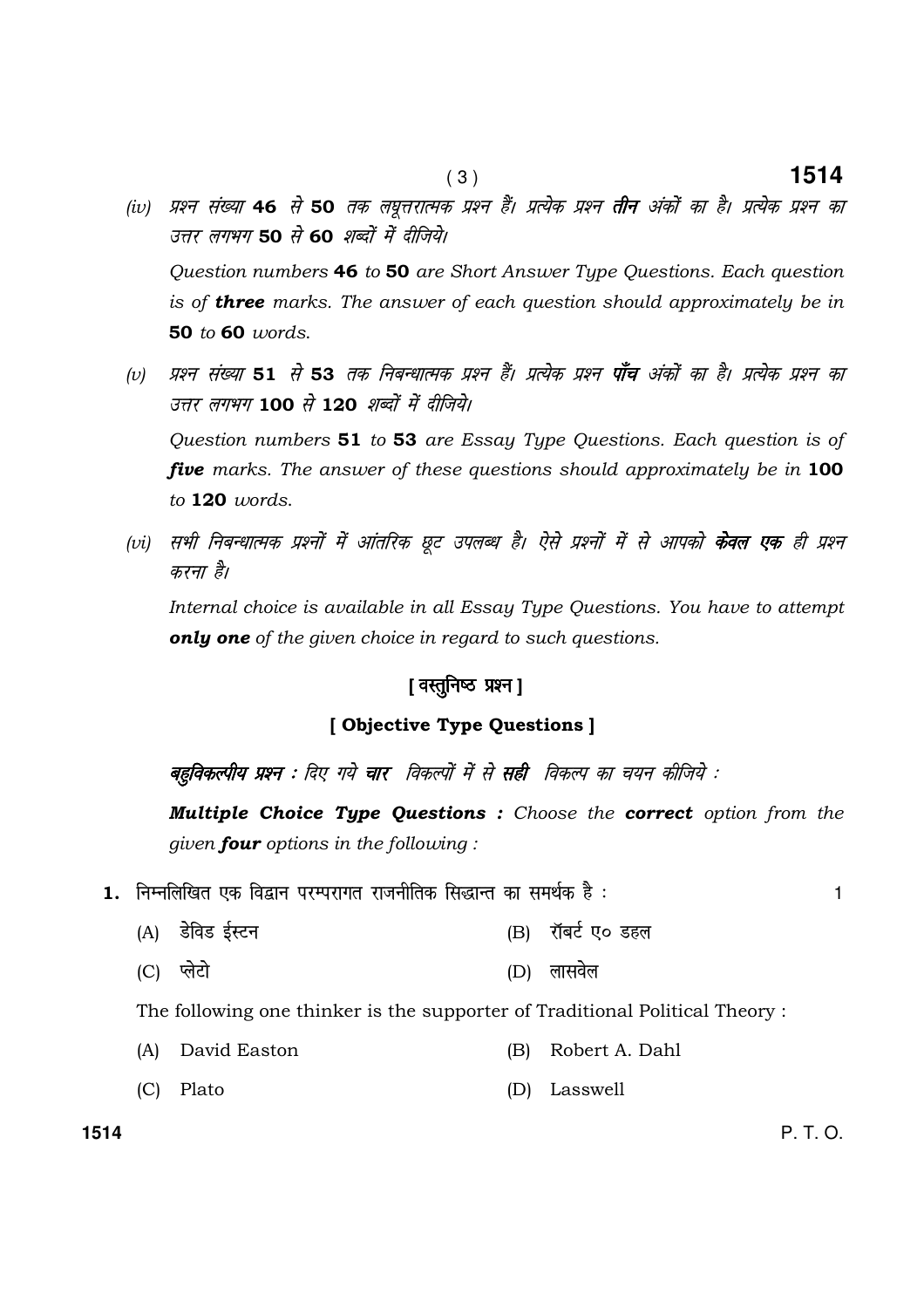*(iv) प्रश्न संख्या* **46** *से* **50** *तक लघूत्तरात्मक प्रश्न हैं। प्रत्येक प्रश्न* ***तीन*** *अंकों का है। प्रत्येक प्रश्न का उत्तर लगभग* **50** *से* **60** *शब्दों में दीजिये।*

*Question numbers* **46** *to* **50** *are Short Answer Type Questions. Each question is of* ***three*** *marks. The answer of each question should approximately be in* **50** *to* **60** *words.*

*(v) प्रश्न संख्या* **51** *से* **53** *तक निबन्धात्मक प्रश्न हैं। प्रत्येक प्रश्न* ***पाँच*** *अंकों का है। प्रत्येक प्रश्न का उत्तर लगभग* **100** *से* **120** *शब्दों में दीजिये।*

*Question numbers* **51** *to* **53** *are Essay Type Questions. Each question is of* ***five*** *marks. The answer of these questions should approximately be in* **100** *to* **120** *words.*

*(vi) सभी निबन्धात्मक प्रश्नों में आंतरिक छूट उपलब्ध है। ऐसे प्रश्नों में से आपको* ***केवल एक*** *ही प्रश्न करना है।*

*Internal choice is available in all Essay Type Questions. You have to attempt* ***only one*** *of the given choice in regard to such questions.*

## [ वस्तुनिष्ठ प्रश्न ]

## [ Objective Type Questions ]

***बहुविकल्पीय प्रश्न :*** *दिए गये* ***चार*** *विकल्पों में से* ***सही*** *विकल्प का चयन कीजिये :*

***Multiple Choice Type Questions :*** *Choose the* ***correct*** *option from the given* ***four*** *options in the following :*

**1.** निम्नलिखित एक विद्वान परम्परागत राजनीतिक सिद्धान्त का समर्थक है : 1

(A) डेविड ईस्टन
(B) रॉबर्ट ए० डहल
(C) प्लेटो
(D) लासवेल

The following one thinker is the supporter of Traditional Political Theory :

(A) David Easton
(B) Robert A. Dahl
(C) Plato
(D) Lasswell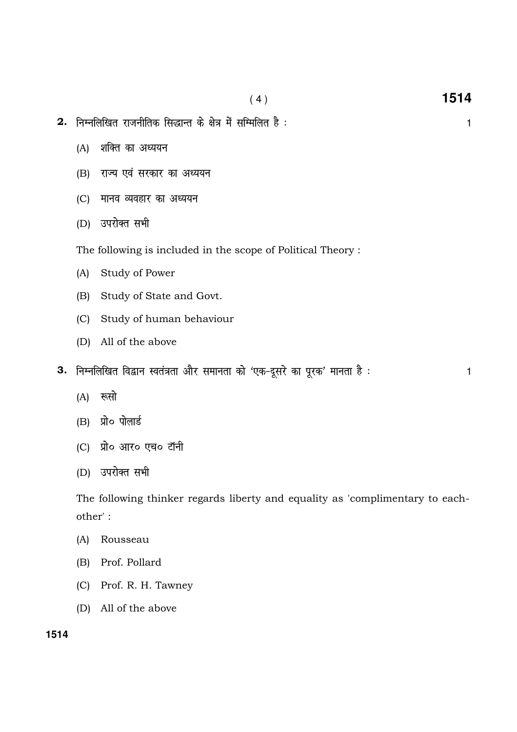**2.** निम्नलिखित राजनीतिक सिद्धान्त के क्षेत्र में सम्मिलित है : 1

(A) शक्ति का अध्ययन

(B) राज्य एवं सरकार का अध्ययन

(C) मानव व्यवहार का अध्ययन

(D) उपरोक्त सभी

The following is included in the scope of Political Theory :

(A) Study of Power

(B) Study of State and Govt.

(C) Study of human behaviour

(D) All of the above

**3.** निम्नलिखित विद्वान स्वतंत्रता और समानता को 'एक-दूसरे का पूरक' मानता है : 1

(A) रूसो

(B) प्रो० पोलार्ड

(C) प्रो० आर० एच० टॉनी

(D) उपरोक्त सभी

The following thinker regards liberty and equality as 'complimentary to each-other' :

(A) Rousseau

(B) Prof. Pollard

(C) Prof. R. H. Tawney

(D) All of the above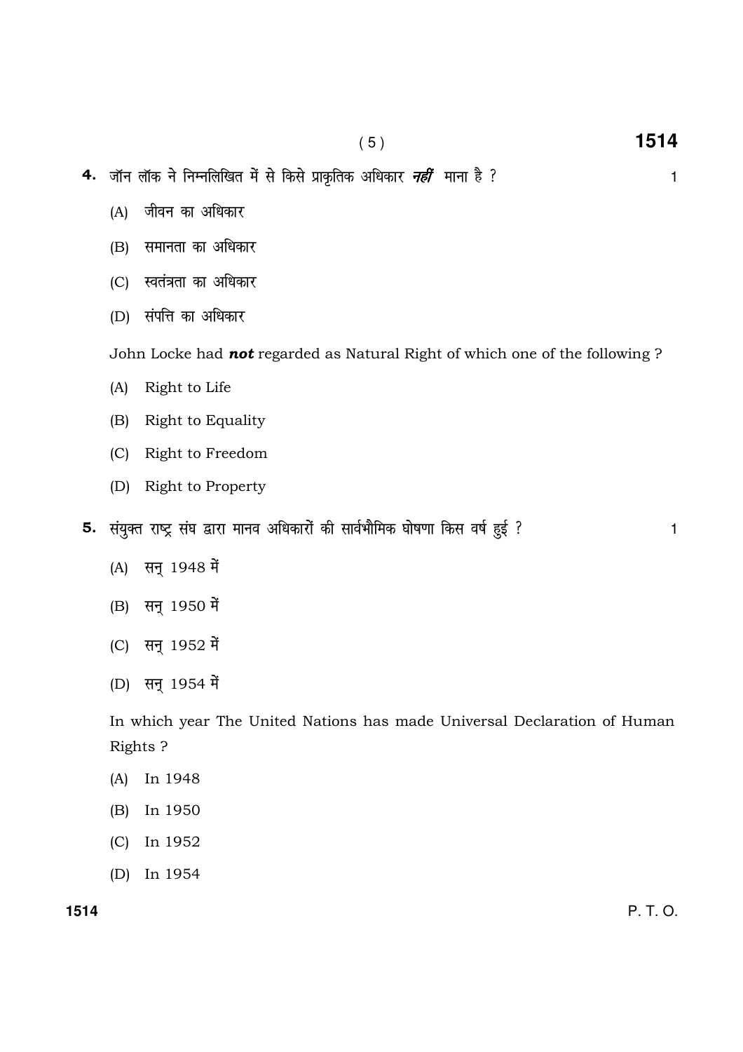**4.** जॉन लॉक ने निम्नलिखित में से किसे प्राकृतिक अधिकार ***नहीं*** माना है ? 1

(A) जीवन का अधिकार

(B) समानता का अधिकार

(C) स्वतंत्रता का अधिकार

(D) संपत्ति का अधिकार

John Locke had ***not*** regarded as Natural Right of which one of the following ?

(A) Right to Life

(B) Right to Equality

(C) Right to Freedom

(D) Right to Property

**5.** संयुक्त राष्ट्र संघ द्वारा मानव अधिकारों की सार्वभौमिक घोषणा किस वर्ष हुई ? 1

(A) सन् 1948 में

(B) सन् 1950 में

(C) सन् 1952 में

(D) सन् 1954 में

In which year The United Nations has made Universal Declaration of Human Rights ?

(A) In 1948

(B) In 1950

(C) In 1952

(D) In 1954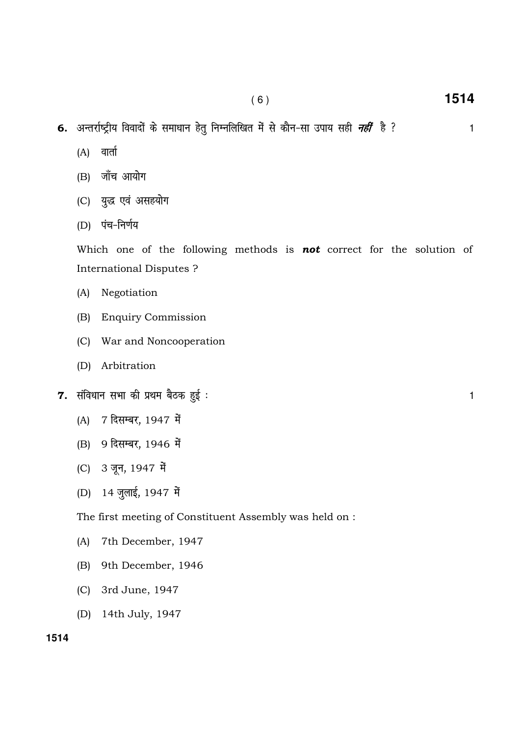**6.** अन्तर्राष्ट्रीय विवादों के समाधान हेतु निम्नलिखित में से कौन-सा उपाय सही ***नहीं*** है ? 1

(A) वार्ता

(B) जाँच आयोग

(C) युद्ध एवं असहयोग

(D) पंच-निर्णय

Which one of the following methods is ***not*** correct for the solution of International Disputes ?

(A) Negotiation

(B) Enquiry Commission

(C) War and Noncooperation

(D) Arbitration

**7.** संविधान सभा की प्रथम बैठक हुई : 1

(A) 7 दिसम्बर, 1947 में

(B) 9 दिसम्बर, 1946 में

(C) 3 जून, 1947 में

(D) 14 जुलाई, 1947 में

The first meeting of Constituent Assembly was held on :

(A) 7th December, 1947

(B) 9th December, 1946

(C) 3rd June, 1947

(D) 14th July, 1947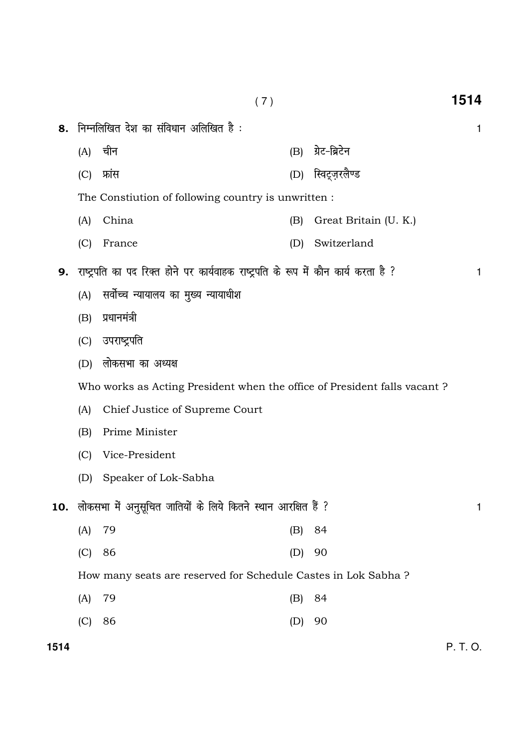**8.** निम्नलिखित देश का संविधान अलिखित है : 1

(A) चीन (B) ग्रेट-ब्रिटेन

(C) फ्रांस (D) स्विट्ज़रलैण्ड

The Constiution of following country is unwritten :

(A) China (B) Great Britain (U. K.)

(C) France (D) Switzerland

**9.** राष्ट्रपति का पद रिक्त होने पर कार्यवाहक राष्ट्रपति के रूप में कौन कार्य करता है ? 1

(A) सर्वोच्च न्यायालय का मुख्य न्यायाधीश

(B) प्रधानमंत्री

(C) उपराष्ट्रपति

(D) लोकसभा का अध्यक्ष

Who works as Acting President when the office of President falls vacant ?

(A) Chief Justice of Supreme Court

(B) Prime Minister

(C) Vice-President

(D) Speaker of Lok-Sabha

**10.** लोकसभा में अनुसूचित जातियों के लिये कितने स्थान आरक्षित हैं ? 1

(A) 79 (B) 84

(C) 86 (D) 90

How many seats are reserved for Schedule Castes in Lok Sabha ?

(A) 79 (B) 84

(C) 86 (D) 90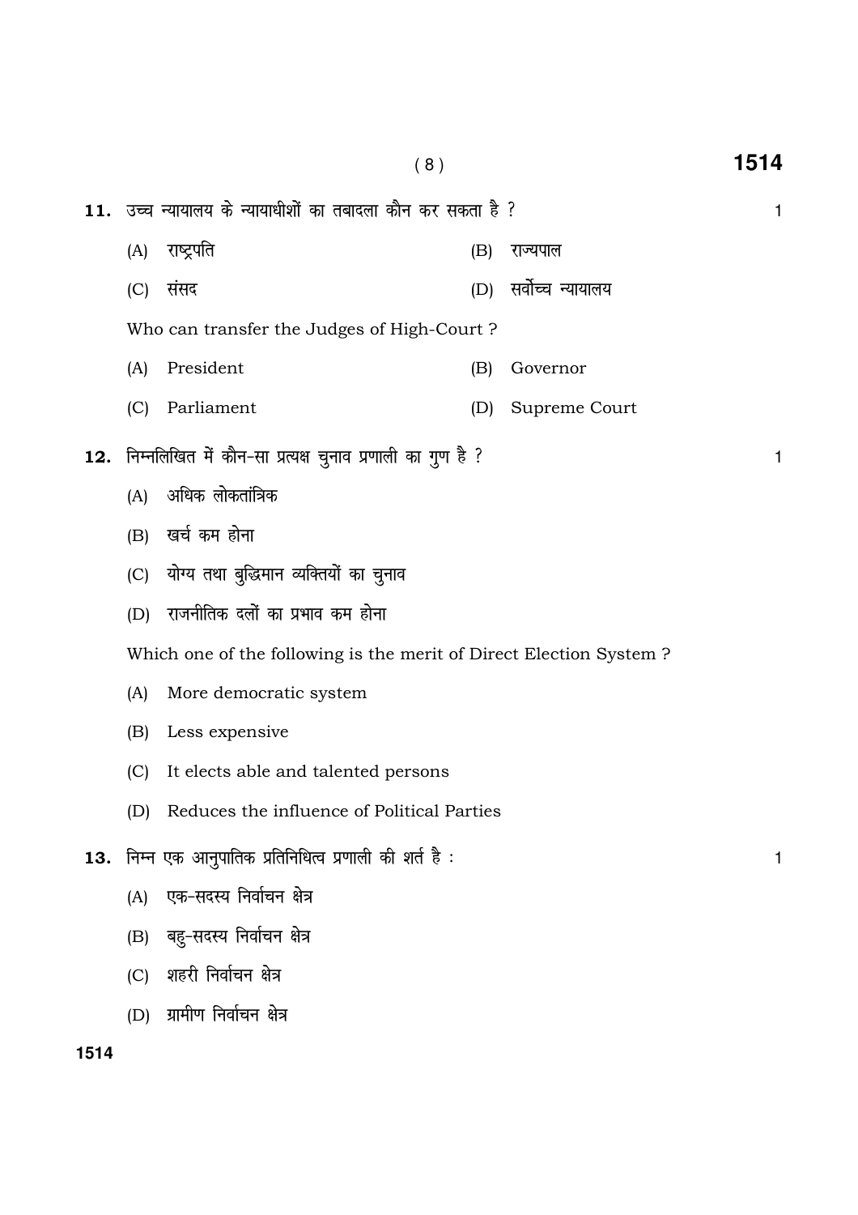**11.** उच्च न्यायालय के न्यायाधीशों का तबादला कौन कर सकता है ? 1

(A) राष्ट्रपति (B) राज्यपाल

(C) संसद (D) सर्वोच्च न्यायालय

Who can transfer the Judges of High-Court ?

(A) President (B) Governor

(C) Parliament (D) Supreme Court

**12.** निम्नलिखित में कौन-सा प्रत्यक्ष चुनाव प्रणाली का गुण है ? 1

(A) अधिक लोकतांत्रिक

(B) खर्च कम होना

(C) योग्य तथा बुद्धिमान व्यक्तियों का चुनाव

(D) राजनीतिक दलों का प्रभाव कम होना

Which one of the following is the merit of Direct Election System ?

(A) More democratic system

(B) Less expensive

(C) It elects able and talented persons

(D) Reduces the influence of Political Parties

**13.** निम्न एक आनुपातिक प्रतिनिधित्व प्रणाली की शर्त है : 1

(A) एक-सदस्य निर्वाचन क्षेत्र

(B) बहु-सदस्य निर्वाचन क्षेत्र

(C) शहरी निर्वाचन क्षेत्र

(D) ग्रामीण निर्वाचन क्षेत्र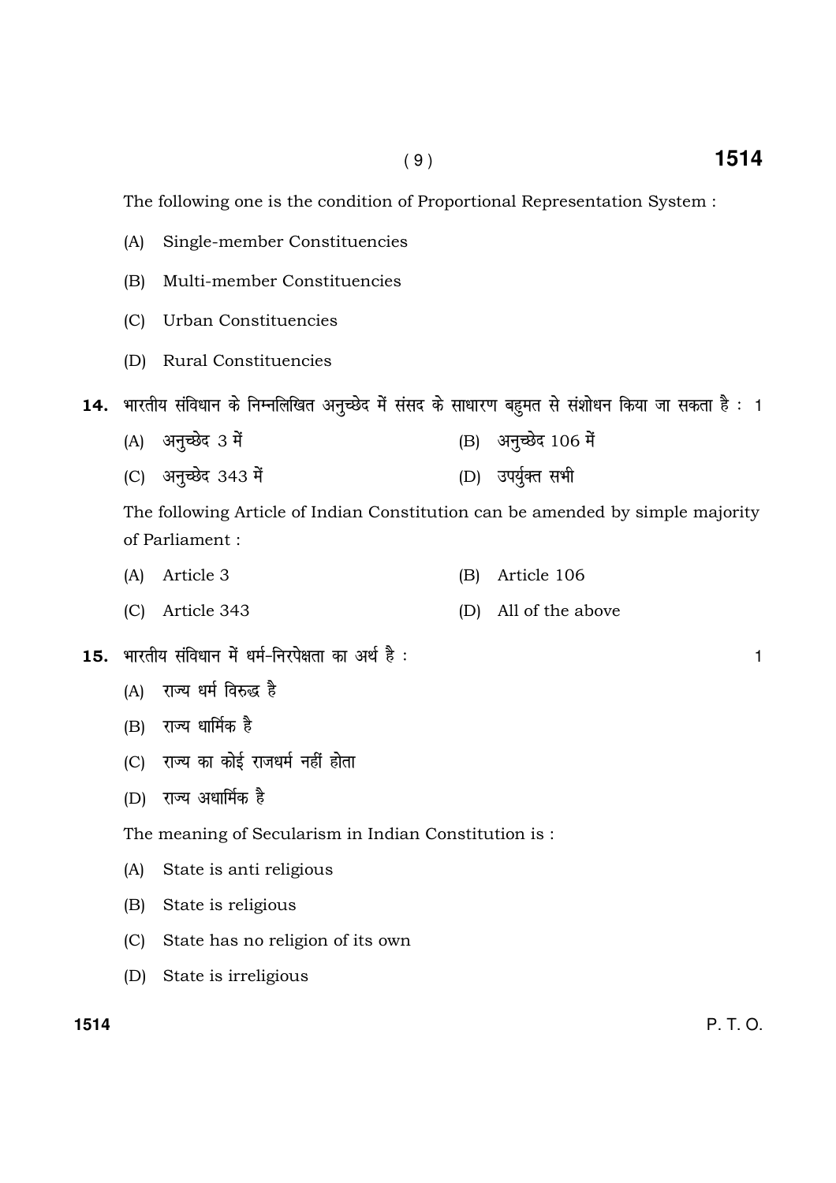The following one is the condition of Proportional Representation System :

(A) Single-member Constituencies

(B) Multi-member Constituencies

(C) Urban Constituencies

(D) Rural Constituencies

**14.** भारतीय संविधान के निम्नलिखित अनुच्छेद में संसद के साधारण बहुमत से संशोधन किया जा सकता है : 1

(A) अनुच्छेद 3 में  (B) अनुच्छेद 106 में

(C) अनुच्छेद 343 में  (D) उपर्युक्त सभी

The following Article of Indian Constitution can be amended by simple majority of Parliament :

(A) Article 3  (B) Article 106

(C) Article 343  (D) All of the above

**15.** भारतीय संविधान में धर्म-निरपेक्षता का अर्थ है : 1

(A) राज्य धर्म विरुद्ध है

(B) राज्य धार्मिक है

(C) राज्य का कोई राजधर्म नहीं होता

(D) राज्य अधार्मिक है

The meaning of Secularism in Indian Constitution is :

(A) State is anti religious

(B) State is religious

(C) State has no religion of its own

(D) State is irreligious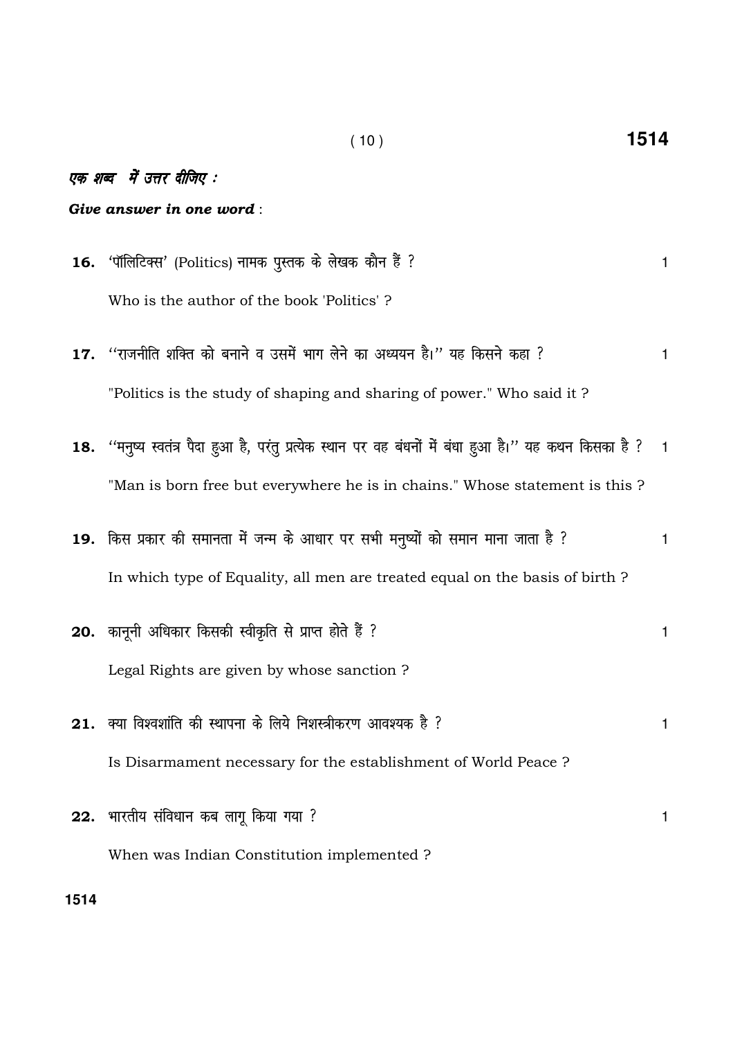*एक शब्द में उत्तर दीजिए :*

***Give answer in one word*** :

**16.** 'पॉलिटिक्स' (Politics) नामक पुस्तक के लेखक कौन हैं ? 1

Who is the author of the book 'Politics' ?

**17.** "राजनीति शक्ति को बनाने व उसमें भाग लेने का अध्ययन है।" यह किसने कहा ? 1

"Politics is the study of shaping and sharing of power." Who said it ?

**18.** "मनुष्य स्वतंत्र पैदा हुआ है, परंतु प्रत्येक स्थान पर वह बंधनों में बंधा हुआ है।" यह कथन किसका है ? 1

"Man is born free but everywhere he is in chains." Whose statement is this ?

**19.** किस प्रकार की समानता में जन्म के आधार पर सभी मनुष्यों को समान माना जाता है ? 1

In which type of Equality, all men are treated equal on the basis of birth ?

**20.** कानूनी अधिकार किसकी स्वीकृति से प्राप्त होते हैं ? 1

Legal Rights are given by whose sanction ?

**21.** क्या विश्वशांति की स्थापना के लिये निशस्त्रीकरण आवश्यक है ? 1

Is Disarmament necessary for the establishment of World Peace ?

**22.** भारतीय संविधान कब लागू किया गया ? 1

When was Indian Constitution implemented ?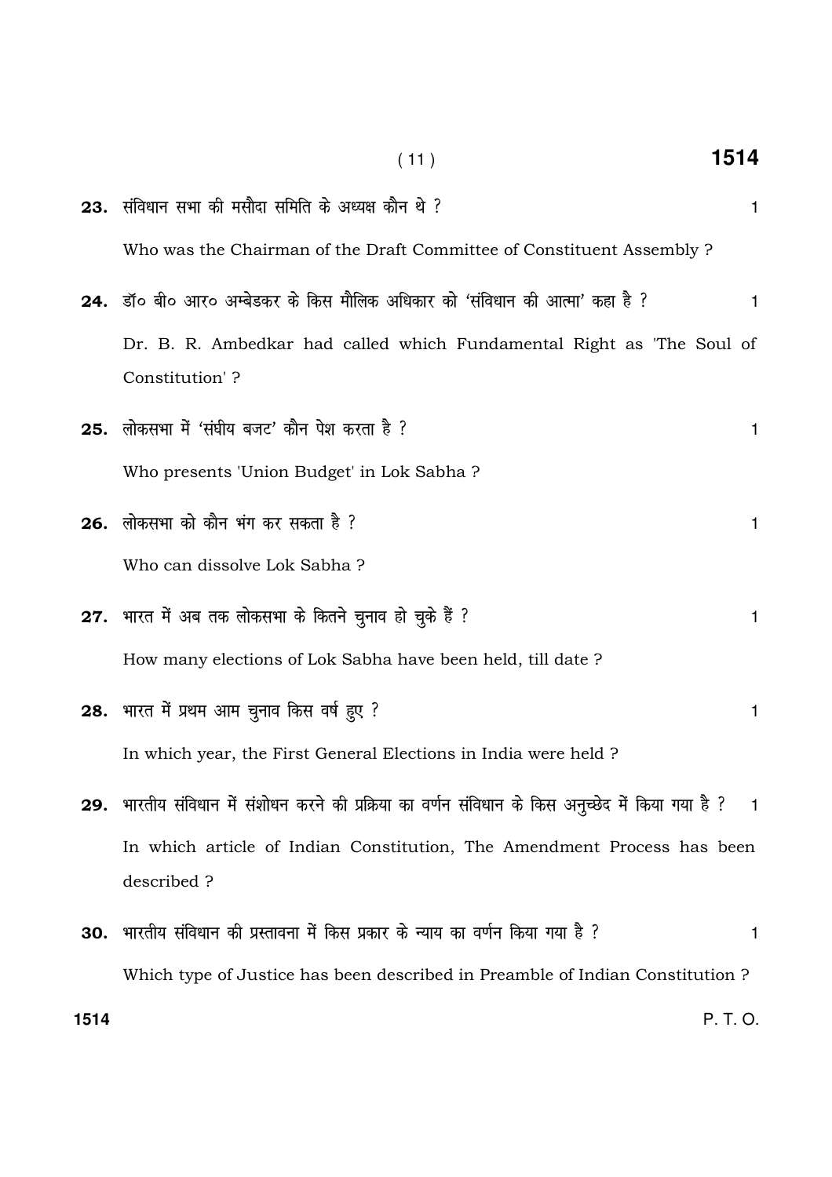**23.** संविधान सभा की मसौदा समिति के अध्यक्ष कौन थे ? 1

Who was the Chairman of the Draft Committee of Constituent Assembly ?

**24.** डॉ० बी० आर० अम्बेडकर के किस मौलिक अधिकार को 'संविधान की आत्मा' कहा है ? 1

Dr. B. R. Ambedkar had called which Fundamental Right as 'The Soul of Constitution' ?

**25.** लोकसभा में 'संघीय बजट' कौन पेश करता है ? 1

Who presents 'Union Budget' in Lok Sabha ?

**26.** लोकसभा को कौन भंग कर सकता है ? 1

Who can dissolve Lok Sabha ?

**27.** भारत में अब तक लोकसभा के कितने चुनाव हो चुके हैं ? 1

How many elections of Lok Sabha have been held, till date ?

**28.** भारत में प्रथम आम चुनाव किस वर्ष हुए ? 1

In which year, the First General Elections in India were held ?

**29.** भारतीय संविधान में संशोधन करने की प्रक्रिया का वर्णन संविधान के किस अनुच्छेद में किया गया है ? 1

In which article of Indian Constitution, The Amendment Process has been described ?

**30.** भारतीय संविधान की प्रस्तावना में किस प्रकार के न्याय का वर्णन किया गया है ? 1

Which type of Justice has been described in Preamble of Indian Constitution ?

P. T. O.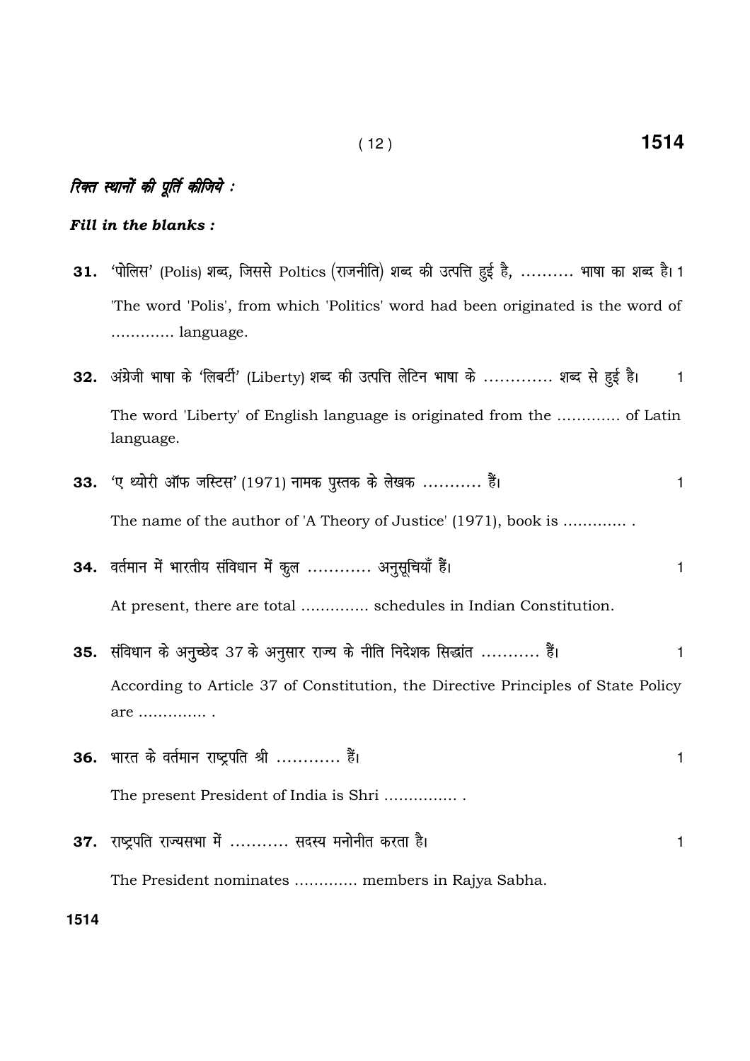*रिक्त स्थानों की पूर्ति कीजिये :*

***Fill in the blanks :***

**31.** 'पोलिस' (Polis) शब्द, जिससे Poltics (राजनीति) शब्द की उत्पत्ति हुई है, .......... भाषा का शब्द है। 1

'The word 'Polis', from which 'Politics' word had been originated is the word of ............. language.

**32.** अंग्रेजी भाषा के 'लिबर्टी' (Liberty) शब्द की उत्पत्ति लेटिन भाषा के ............. शब्द से हुई है। 1

The word 'Liberty' of English language is originated from the ............. of Latin language.

**33.** 'ए थ्योरी ऑफ जस्टिस' (1971) नामक पुस्तक के लेखक ........... हैं। 1

The name of the author of 'A Theory of Justice' (1971), book is ............. .

**34.** वर्तमान में भारतीय संविधान में कुल ............ अनुसूचियाँ हैं। 1

At present, there are total .............. schedules in Indian Constitution.

**35.** संविधान के अनुच्छेद 37 के अनुसार राज्य के नीति निदेशक सिद्धांत ........... हैं। 1

According to Article 37 of Constitution, the Directive Principles of State Policy are .............. .

**36.** भारत के वर्तमान राष्ट्रपति श्री ............ हैं। 1

The present President of India is Shri ............... .

**37.** राष्ट्रपति राज्यसभा में ........... सदस्य मनोनीत करता है। 1

The President nominates ............. members in Rajya Sabha.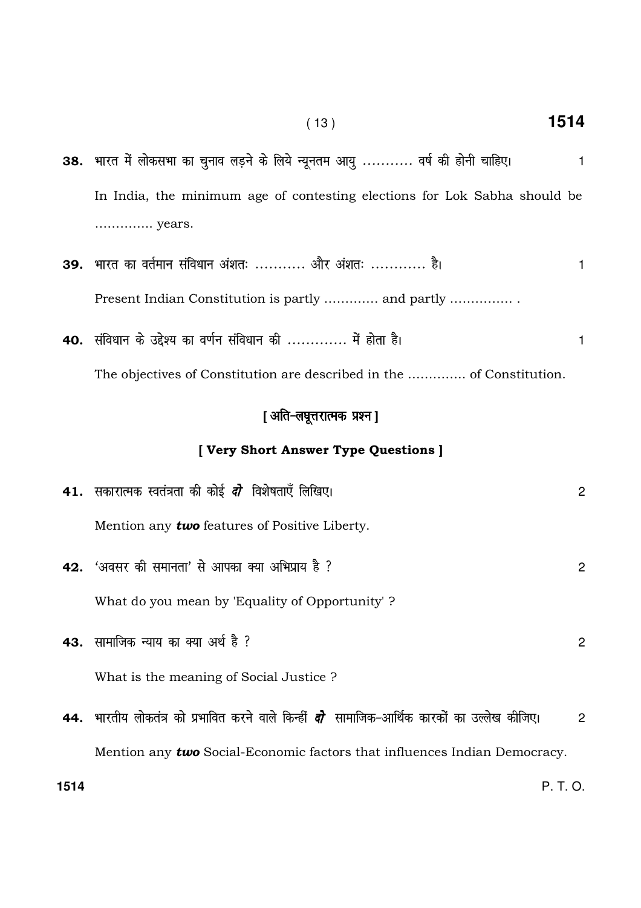**38.** भारत में लोकसभा का चुनाव लड़ने के लिये न्यूनतम आयु ........... वर्ष की होनी चाहिए। 1

In India, the minimum age of contesting elections for Lok Sabha should be ............. years.

**39.** भारत का वर्तमान संविधान अंशतः ........... और अंशतः ............ है। 1

Present Indian Constitution is partly ............. and partly ............... .

**40.** संविधान के उद्देश्य का वर्णन संविधान की ............. में होता है। 1

The objectives of Constitution are described in the ............. of Constitution.

## [ अति-लघूत्तरात्मक प्रश्न ]

## [ Very Short Answer Type Questions ]

**41.** सकारात्मक स्वतंत्रता की कोई ***दो*** विशेषताएँ लिखिए। 2

Mention any ***two*** features of Positive Liberty.

**42.** 'अवसर की समानता' से आपका क्या अभिप्राय है ? 2

What do you mean by 'Equality of Opportunity' ?

**43.** सामाजिक न्याय का क्या अर्थ है ? 2

What is the meaning of Social Justice ?

**44.** भारतीय लोकतंत्र को प्रभावित करने वाले किन्हीं ***दो*** सामाजिक-आर्थिक कारकों का उल्लेख कीजिए। 2

Mention any ***two*** Social-Economic factors that influences Indian Democracy.

P. T. O.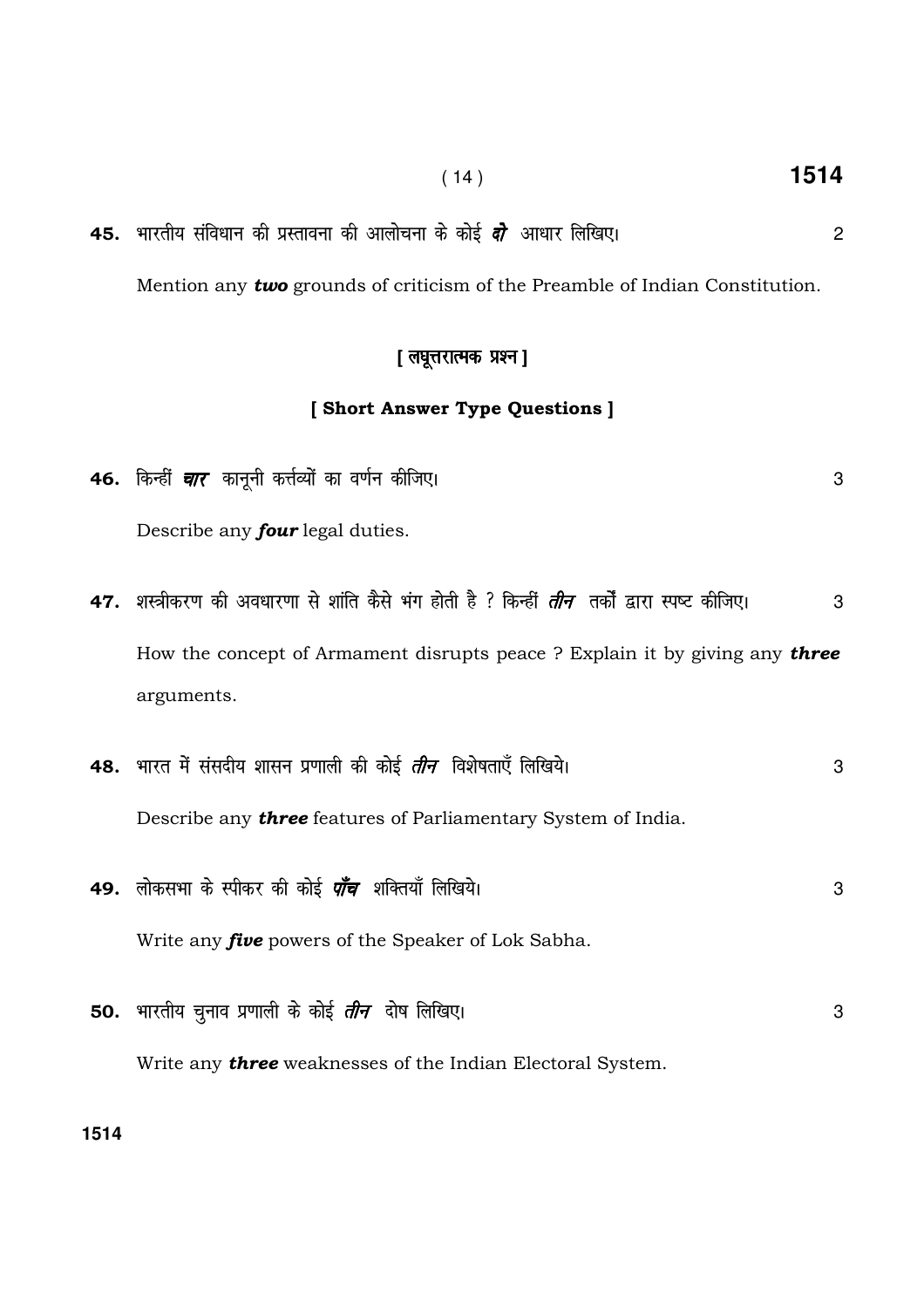**45.** भारतीय संविधान की प्रस्तावना की आलोचना के कोई ***दो*** आधार लिखिए। 2

Mention any ***two*** grounds of criticism of the Preamble of Indian Constitution.

## [ लघूत्तरात्मक प्रश्न ]

## [ Short Answer Type Questions ]

**46.** किन्हीं ***चार*** कानूनी कर्त्तव्यों का वर्णन कीजिए। 3

Describe any ***four*** legal duties.

**47.** शस्त्रीकरण की अवधारणा से शांति कैसे भंग होती है ? किन्हीं ***तीन*** तर्कों द्वारा स्पष्ट कीजिए। 3

How the concept of Armament disrupts peace ? Explain it by giving any ***three*** arguments.

**48.** भारत में संसदीय शासन प्रणाली की कोई ***तीन*** विशेषताएँ लिखिये। 3

Describe any ***three*** features of Parliamentary System of India.

**49.** लोकसभा के स्पीकर की कोई ***पाँच*** शक्तियाँ लिखिये। 3

Write any ***five*** powers of the Speaker of Lok Sabha.

**50.** भारतीय चुनाव प्रणाली के कोई ***तीन*** दोष लिखिए। 3

Write any ***three*** weaknesses of the Indian Electoral System.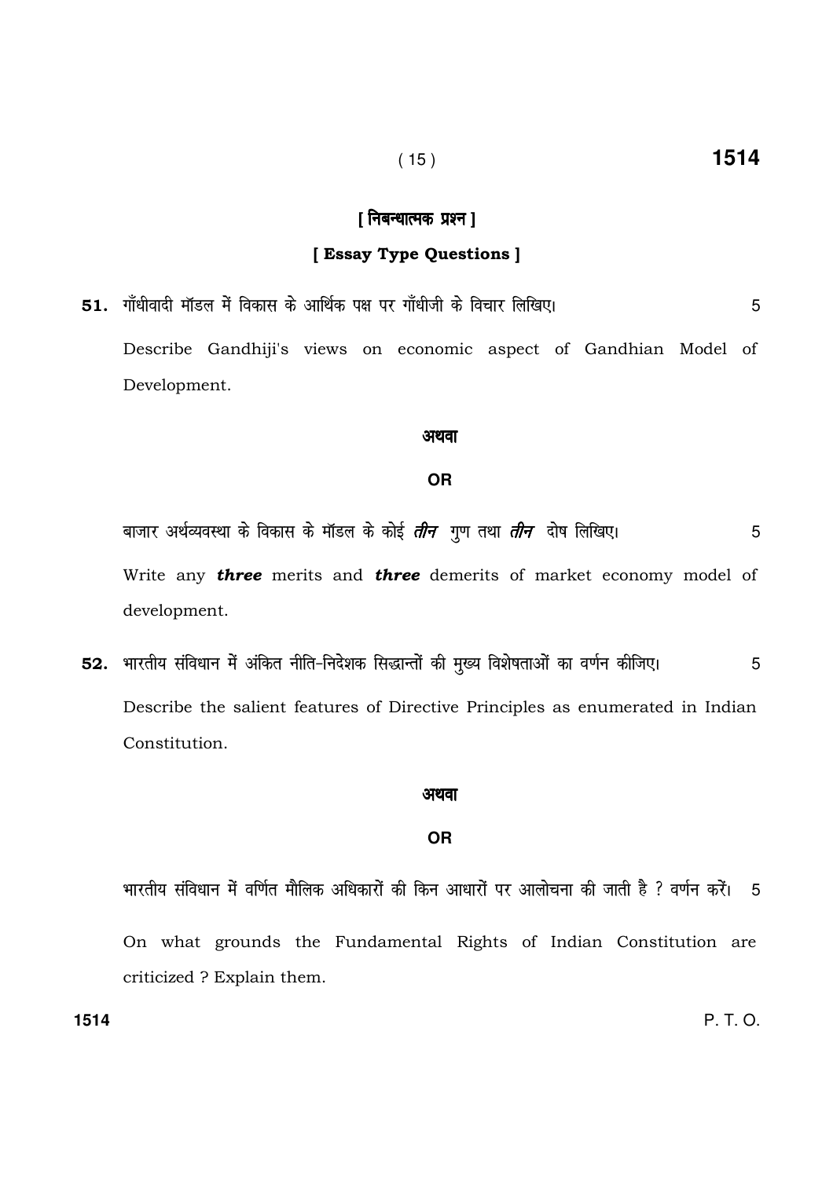## [ निबन्धात्मक प्रश्न ]

## [ Essay Type Questions ]

**51.** गाँधीवादी मॉडल में विकास के आर्थिक पक्ष पर गाँधीजी के विचार लिखिए। 5

Describe Gandhiji's views on economic aspect of Gandhian Model of Development.

**अथवा**

**OR**

बाजार अर्थव्यवस्था के विकास के मॉडल के कोई ***तीन*** गुण तथा ***तीन*** दोष लिखिए। 5

Write any ***three*** merits and ***three*** demerits of market economy model of development.

**52.** भारतीय संविधान में अंकित नीति-निदेशक सिद्धान्तों की मुख्य विशेषताओं का वर्णन कीजिए। 5

Describe the salient features of Directive Principles as enumerated in Indian Constitution.

**अथवा**

**OR**

भारतीय संविधान में वर्णित मौलिक अधिकारों की किन आधारों पर आलोचना की जाती है ? वर्णन करें। 5

On what grounds the Fundamental Rights of Indian Constitution are criticized ? Explain them.

P. T. O.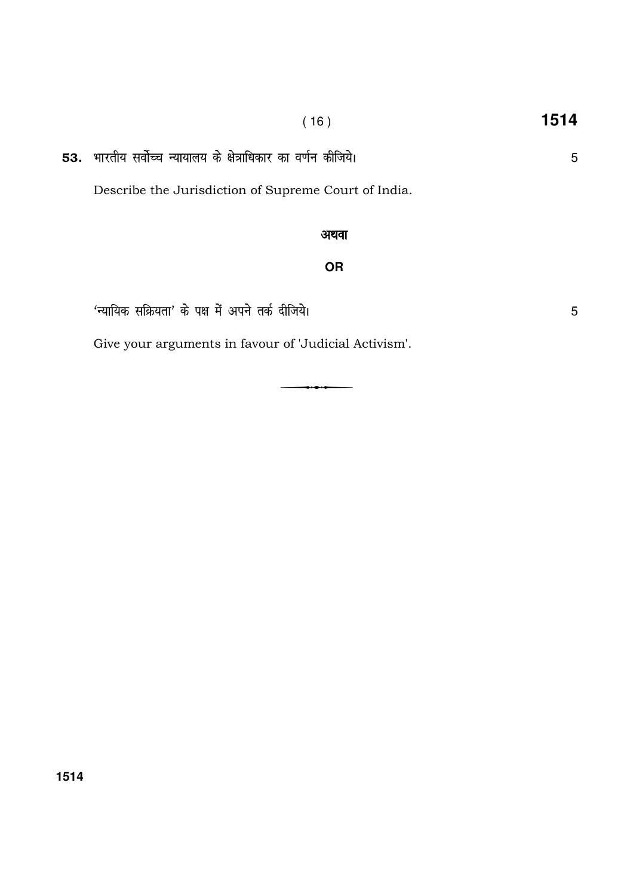**53.** भारतीय सर्वोच्च न्यायालय के क्षेत्राधिकार का वर्णन कीजिये। 5

Describe the Jurisdiction of Supreme Court of India.

**अथवा**

**OR**

'न्यायिक सक्रियता' के पक्ष में अपने तर्क दीजिये। 5

Give your arguments in favour of 'Judicial Activism'.